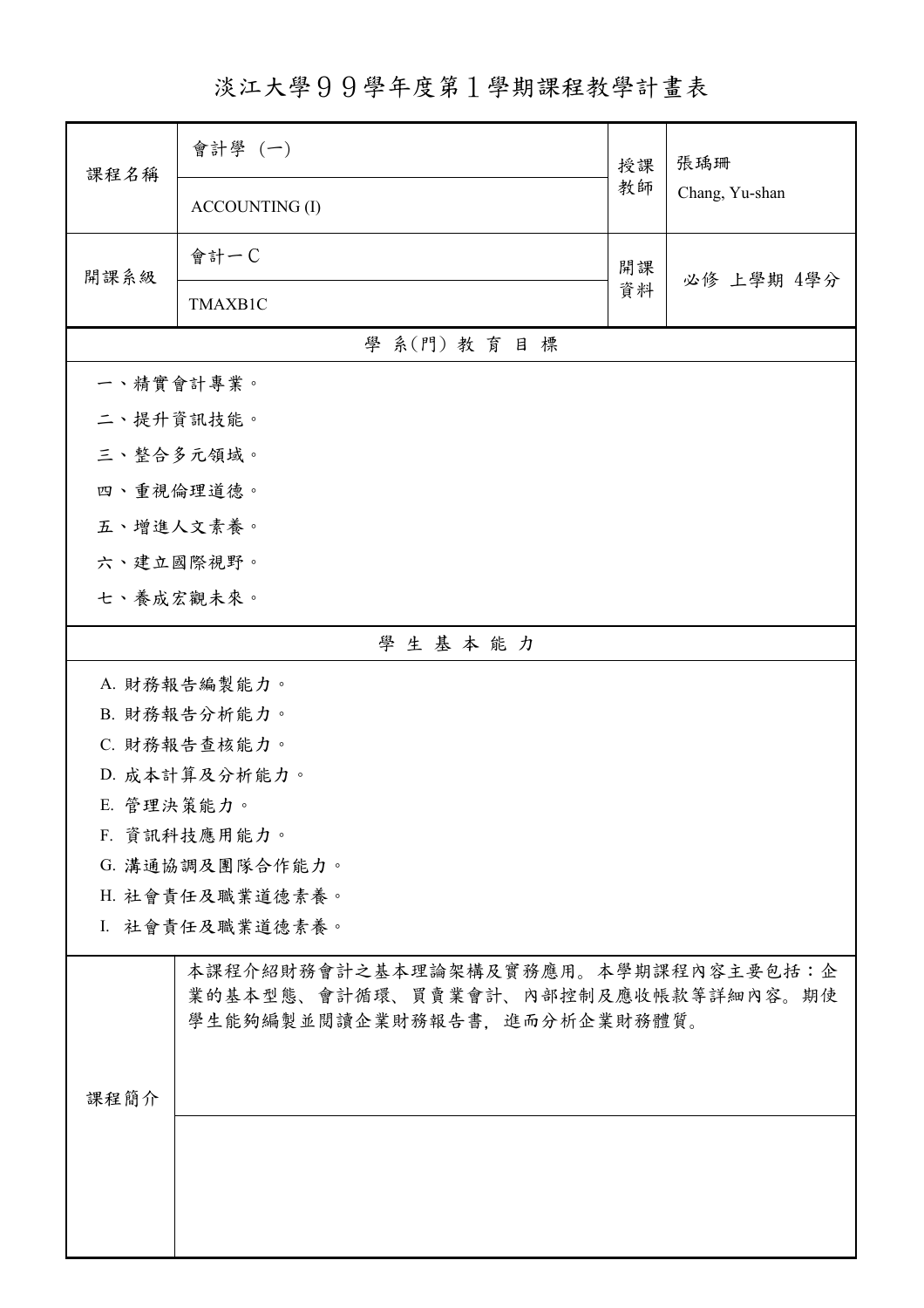# 淡江大學９９學年度第１學期課程教學計畫表

| 課程名稱 | 會計學（一） | 授課教師 | 張瑀珊 |
|---|---|---|---|
| | ACCOUNTING (I) | | Chang, Yu-shan |
| 開課系級 | 會計一Ｃ | 開課資料 | 必修 上學期 4學分 |
| | TMAXB1C | | |

## 學 系(門) 教 育 目 標

一、精實會計專業。

二、提升資訊技能。

三、整合多元領域。

四、重視倫理道德。

五、增進人文素養。

六、建立國際視野。

七、養成宏觀未來。

## 學 生 基 本 能 力

A. 財務報告編製能力。

B. 財務報告分析能力。

C. 財務報告查核能力。

D. 成本計算及分析能力。

E. 管理決策能力。

F. 資訊科技應用能力。

G. 溝通協調及團隊合作能力。

H. 社會責任及職業道德素養。

I. 社會責任及職業道德素養。

| 課程簡介 | 本課程介紹財務會計之基本理論架構及實務應用。本學期課程內容主要包括：企業的基本型態、會計循環、買賣業會計、內部控制及應收帳款等詳細內容。期使學生能夠編製並閱讀企業財務報告書，進而分析企業財務體質。 |
|---|---|
| | |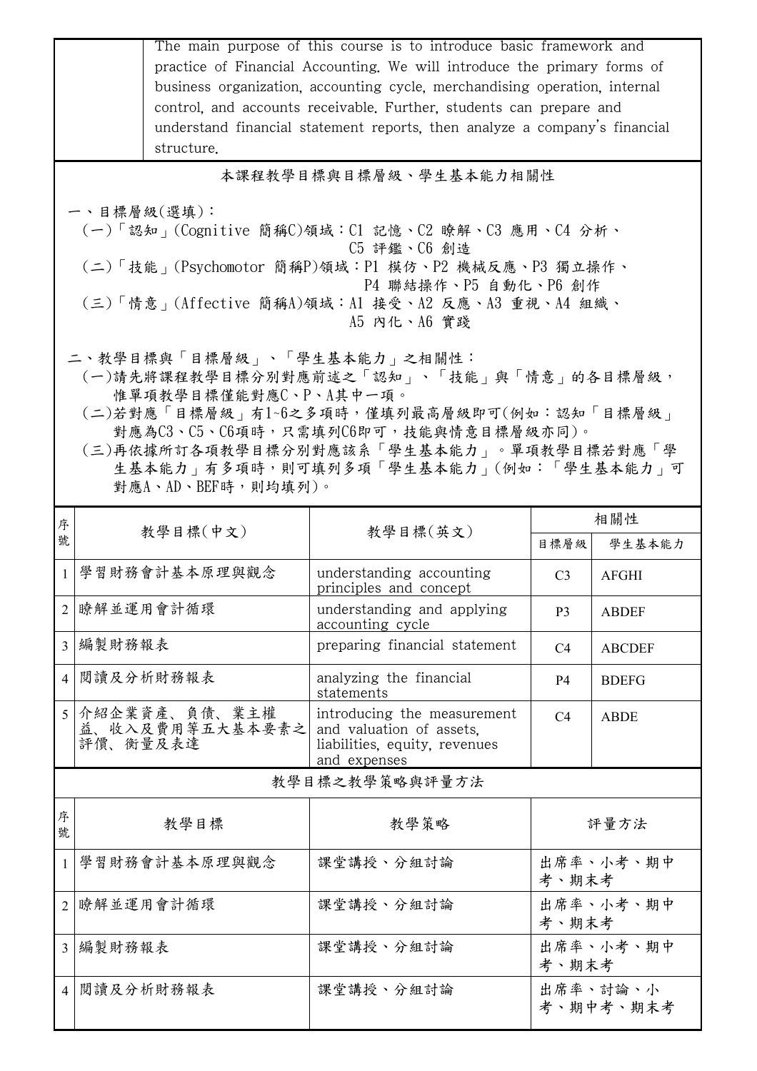| | The main purpose of this course is to introduce basic framework and practice of Financial Accounting. We will introduce the primary forms of business organization, accounting cycle, merchandising operation, internal control, and accounts receivable. Further, students can prepare and understand financial statement reports, then analyze a company's financial structure. |
|---|---|

## 本課程教學目標與目標層級、學生基本能力相關性

一、目標層級(選填)：

(一)「認知」(Cognitive 簡稱C)領域：C1 記憶、C2 瞭解、C3 應用、C4 分析、C5 評鑑、C6 創造

(二)「技能」(Psychomotor 簡稱P)領域：P1 模仿、P2 機械反應、P3 獨立操作、P4 聯結操作、P5 自動化、P6 創作

(三)「情意」(Affective 簡稱A)領域：A1 接受、A2 反應、A3 重視、A4 組織、A5 內化、A6 實踐

二、教學目標與「目標層級」、「學生基本能力」之相關性：

(一)請先將課程教學目標分別對應前述之「認知」、「技能」與「情意」的各目標層級，惟單項教學目標僅能對應C、P、A其中一項。

(二)若對應「目標層級」有1~6之多項時，僅填列最高層級即可(例如：認知「目標層級」對應為C3、C5、C6項時，只需填列C6即可，技能與情意目標層級亦同)。

(三)再依據所訂各項教學目標分別對應該系「學生基本能力」。單項教學目標若對應「學生基本能力」有多項時，則可填列多項「學生基本能力」(例如：「學生基本能力」可對應A、AD、BEF時，則均填列)。

| 序號 | 教學目標(中文) | 教學目標(英文) | 相關性 | |
|---|---|---|---|---|
| | | | 目標層級 | 學生基本能力 |
| 1 | 學習財務會計基本原理與觀念 | understanding accounting principles and concept | C3 | AFGHI |
| 2 | 瞭解並運用會計循環 | understanding and applying accounting cycle | P3 | ABDEF |
| 3 | 編製財務報表 | preparing financial statement | C4 | ABCDEF |
| 4 | 閱讀及分析財務報表 | analyzing the financial statements | P4 | BDEFG |
| 5 | 介紹企業資產、負債、業主權益、收入及費用等五大基本要素之評價、衡量及表達 | introducing the measurement and valuation of assets, liabilities, equity, revenues and expenses | C4 | ABDE |

## 教學目標之教學策略與評量方法

| 序號 | 教學目標 | 教學策略 | 評量方法 |
|---|---|---|---|
| 1 | 學習財務會計基本原理與觀念 | 課堂講授、分組討論 | 出席率、小考、期中考、期末考 |
| 2 | 瞭解並運用會計循環 | 課堂講授、分組討論 | 出席率、小考、期中考、期末考 |
| 3 | 編製財務報表 | 課堂講授、分組討論 | 出席率、小考、期中考、期末考 |
| 4 | 閱讀及分析財務報表 | 課堂講授、分組討論 | 出席率、討論、小考、期中考、期末考 |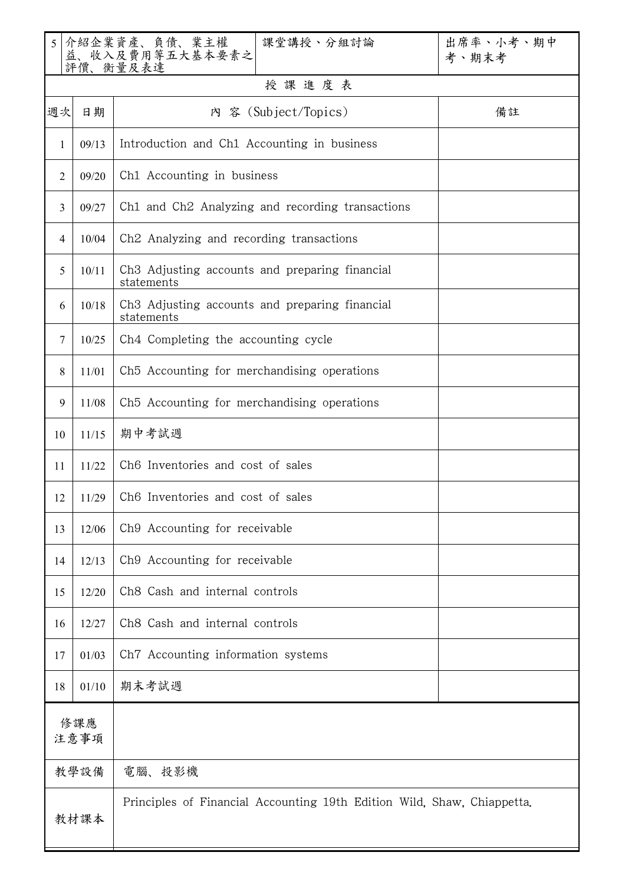| 5 | 介紹企業資產、負債、業主權益、收入及費用等五大基本要素之評價、衡量及表達 | 課堂講授、分組討論 | 出席率、小考、期中考、期末考 |
|---|---|---|---|

| 授課進度表 | | | |
|---|---|---|---|
| 週次 | 日期 | 內 容 (Subject/Topics) | 備註 |
| 1 | 09/13 | Introduction and Ch1 Accounting in business | |
| 2 | 09/20 | Ch1 Accounting in business | |
| 3 | 09/27 | Ch1 and Ch2 Analyzing and recording transactions | |
| 4 | 10/04 | Ch2 Analyzing and recording transactions | |
| 5 | 10/11 | Ch3 Adjusting accounts and preparing financial statements | |
| 6 | 10/18 | Ch3 Adjusting accounts and preparing financial statements | |
| 7 | 10/25 | Ch4 Completing the accounting cycle | |
| 8 | 11/01 | Ch5 Accounting for merchandising operations | |
| 9 | 11/08 | Ch5 Accounting for merchandising operations | |
| 10 | 11/15 | 期中考試週 | |
| 11 | 11/22 | Ch6 Inventories and cost of sales | |
| 12 | 11/29 | Ch6 Inventories and cost of sales | |
| 13 | 12/06 | Ch9 Accounting for receivable | |
| 14 | 12/13 | Ch9 Accounting for receivable | |
| 15 | 12/20 | Ch8 Cash and internal controls | |
| 16 | 12/27 | Ch8 Cash and internal controls | |
| 17 | 01/03 | Ch7 Accounting information systems | |
| 18 | 01/10 | 期末考試週 | |

| 修課應注意事項 | |
|---|---|
| 教學設備 | 電腦、投影機 |
| 教材課本 | Principles of Financial Accounting 19th Edition Wild, Shaw, Chiappetta. |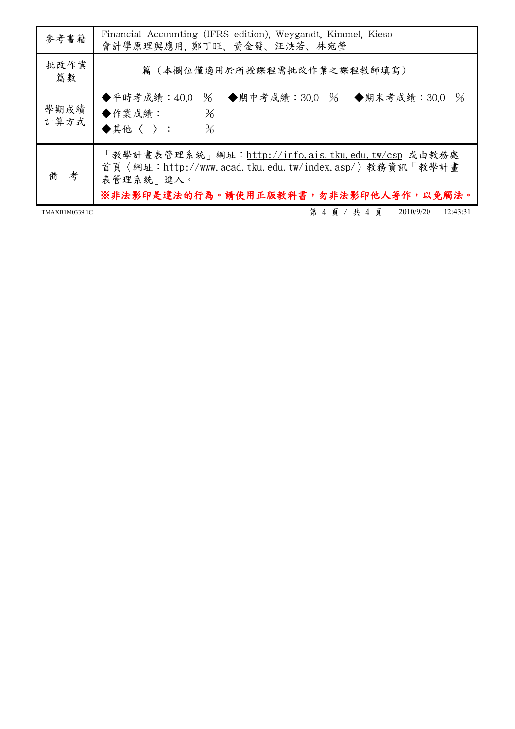| | |
|---|---|
| 參考書籍 | Financial Accounting (IFRS edition), Weygandt, Kimmel, Kieso<br>會計學原理與應用, 鄭丁旺、黃金發、汪泱若、林宛瑩 |
| 批改作業篇數 | 篇（本欄位僅適用於所授課程需批改作業之課程教師填寫） |
| 學期成績計算方式 | ◆平時考成績：40.0 ％　◆期中考成績：30.0 ％　◆期末考成績：30.0 ％<br>◆作業成績：　　　％<br>◆其他〈 〉：　　　％ |
| 備　考 | 「教學計畫表管理系統」網址：http://info.ais.tku.edu.tw/csp 或由教務處首頁〈網址：http://www.acad.tku.edu.tw/index.asp/〉教務資訊「教學計畫表管理系統」進入。<br>**※非法影印是違法的行為。請使用正版教科書，勿非法影印他人著作，以免觸法。** |

TMAXB1M0339 1C　　2010/9/20　12:43:31